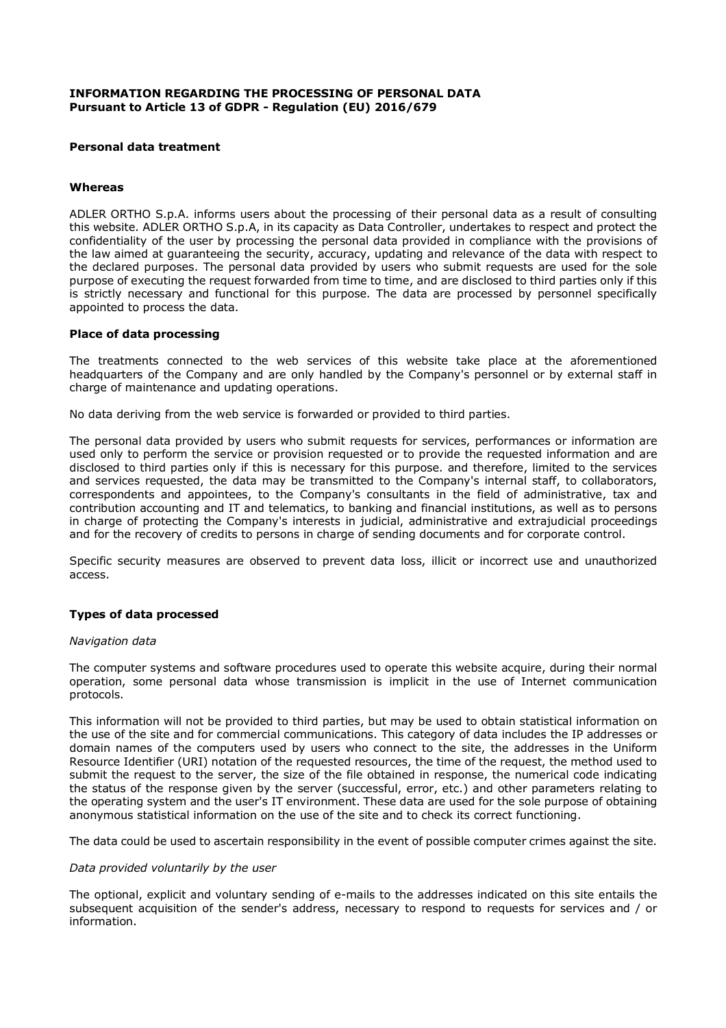**INFORMATION REGARDING THE PROCESSING OF PERSONAL DATA**
**Pursuant to Article 13 of GDPR - Regulation (EU) 2016/679**

## Personal data treatment

### Whereas

ADLER ORTHO S.p.A. informs users about the processing of their personal data as a result of consulting this website. ADLER ORTHO S.p.A, in its capacity as Data Controller, undertakes to respect and protect the confidentiality of the user by processing the personal data provided in compliance with the provisions of the law aimed at guaranteeing the security, accuracy, updating and relevance of the data with respect to the declared purposes. The personal data provided by users who submit requests are used for the sole purpose of executing the request forwarded from time to time, and are disclosed to third parties only if this is strictly necessary and functional for this purpose. The data are processed by personnel specifically appointed to process the data.

### Place of data processing

The treatments connected to the web services of this website take place at the aforementioned headquarters of the Company and are only handled by the Company's personnel or by external staff in charge of maintenance and updating operations.

No data deriving from the web service is forwarded or provided to third parties.

The personal data provided by users who submit requests for services, performances or information are used only to perform the service or provision requested or to provide the requested information and are disclosed to third parties only if this is necessary for this purpose. and therefore, limited to the services and services requested, the data may be transmitted to the Company's internal staff, to collaborators, correspondents and appointees, to the Company's consultants in the field of administrative, tax and contribution accounting and IT and telematics, to banking and financial institutions, as well as to persons in charge of protecting the Company's interests in judicial, administrative and extrajudicial proceedings and for the recovery of credits to persons in charge of sending documents and for corporate control.

Specific security measures are observed to prevent data loss, illicit or incorrect use and unauthorized access.

### Types of data processed

*Navigation data*

The computer systems and software procedures used to operate this website acquire, during their normal operation, some personal data whose transmission is implicit in the use of Internet communication protocols.

This information will not be provided to third parties, but may be used to obtain statistical information on the use of the site and for commercial communications. This category of data includes the IP addresses or domain names of the computers used by users who connect to the site, the addresses in the Uniform Resource Identifier (URI) notation of the requested resources, the time of the request, the method used to submit the request to the server, the size of the file obtained in response, the numerical code indicating the status of the response given by the server (successful, error, etc.) and other parameters relating to the operating system and the user's IT environment. These data are used for the sole purpose of obtaining anonymous statistical information on the use of the site and to check its correct functioning.

The data could be used to ascertain responsibility in the event of possible computer crimes against the site.

*Data provided voluntarily by the user*

The optional, explicit and voluntary sending of e-mails to the addresses indicated on this site entails the subsequent acquisition of the sender's address, necessary to respond to requests for services and / or information.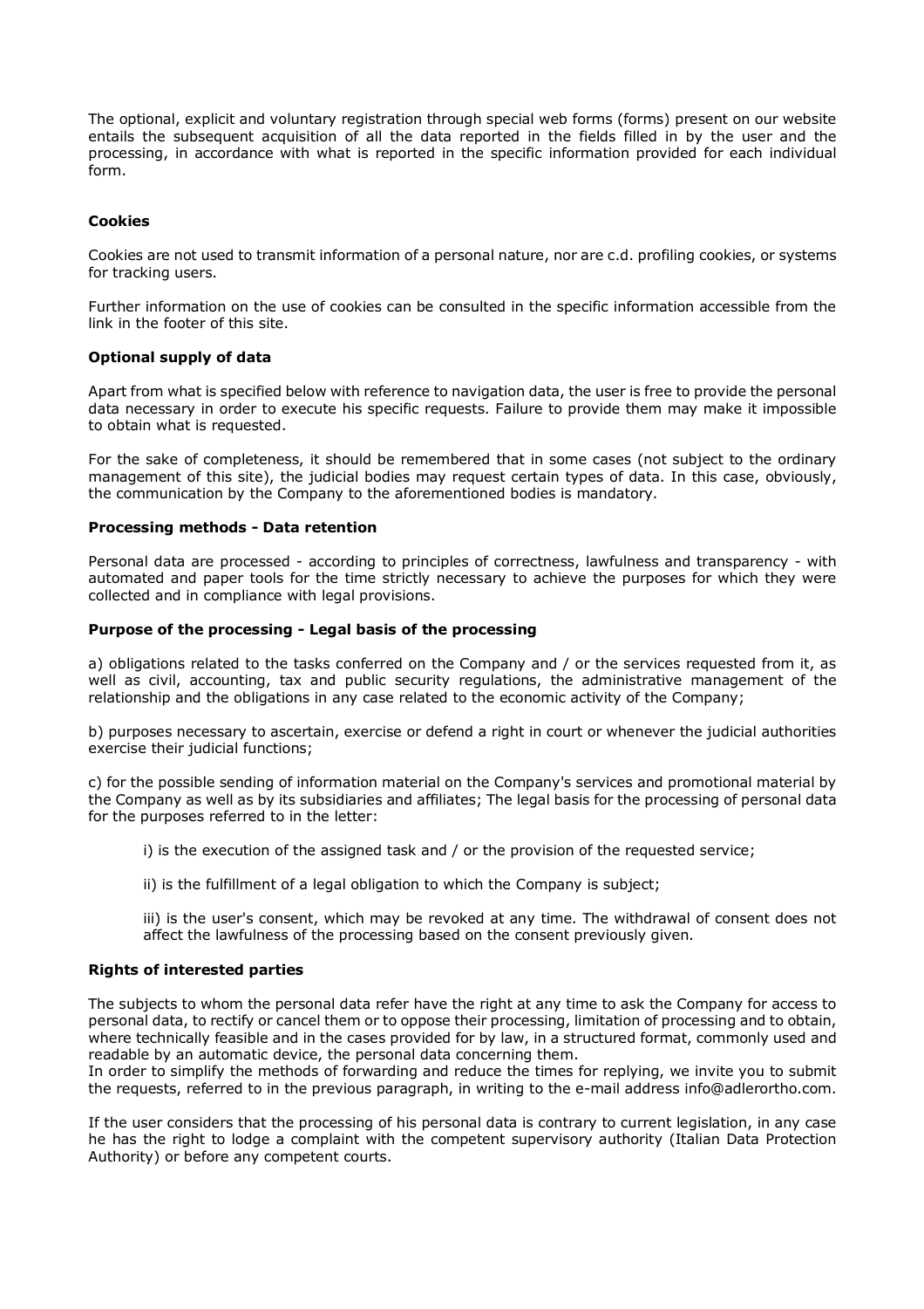The optional, explicit and voluntary registration through special web forms (forms) present on our website entails the subsequent acquisition of all the data reported in the fields filled in by the user and the processing, in accordance with what is reported in the specific information provided for each individual form.

**Cookies**

Cookies are not used to transmit information of a personal nature, nor are c.d. profiling cookies, or systems for tracking users.

Further information on the use of cookies can be consulted in the specific information accessible from the link in the footer of this site.

**Optional supply of data**

Apart from what is specified below with reference to navigation data, the user is free to provide the personal data necessary in order to execute his specific requests. Failure to provide them may make it impossible to obtain what is requested.

For the sake of completeness, it should be remembered that in some cases (not subject to the ordinary management of this site), the judicial bodies may request certain types of data. In this case, obviously, the communication by the Company to the aforementioned bodies is mandatory.

**Processing methods - Data retention**

Personal data are processed - according to principles of correctness, lawfulness and transparency - with automated and paper tools for the time strictly necessary to achieve the purposes for which they were collected and in compliance with legal provisions.

**Purpose of the processing - Legal basis of the processing**

a) obligations related to the tasks conferred on the Company and / or the services requested from it, as well as civil, accounting, tax and public security regulations, the administrative management of the relationship and the obligations in any case related to the economic activity of the Company;

b) purposes necessary to ascertain, exercise or defend a right in court or whenever the judicial authorities exercise their judicial functions;

c) for the possible sending of information material on the Company's services and promotional material by the Company as well as by its subsidiaries and affiliates; The legal basis for the processing of personal data for the purposes referred to in the letter:

i) is the execution of the assigned task and / or the provision of the requested service;

ii) is the fulfillment of a legal obligation to which the Company is subject;

iii) is the user's consent, which may be revoked at any time. The withdrawal of consent does not affect the lawfulness of the processing based on the consent previously given.

**Rights of interested parties**

The subjects to whom the personal data refer have the right at any time to ask the Company for access to personal data, to rectify or cancel them or to oppose their processing, limitation of processing and to obtain, where technically feasible and in the cases provided for by law, in a structured format, commonly used and readable by an automatic device, the personal data concerning them.
In order to simplify the methods of forwarding and reduce the times for replying, we invite you to submit the requests, referred to in the previous paragraph, in writing to the e-mail address info@adlerortho.com.

If the user considers that the processing of his personal data is contrary to current legislation, in any case he has the right to lodge a complaint with the competent supervisory authority (Italian Data Protection Authority) or before any competent courts.